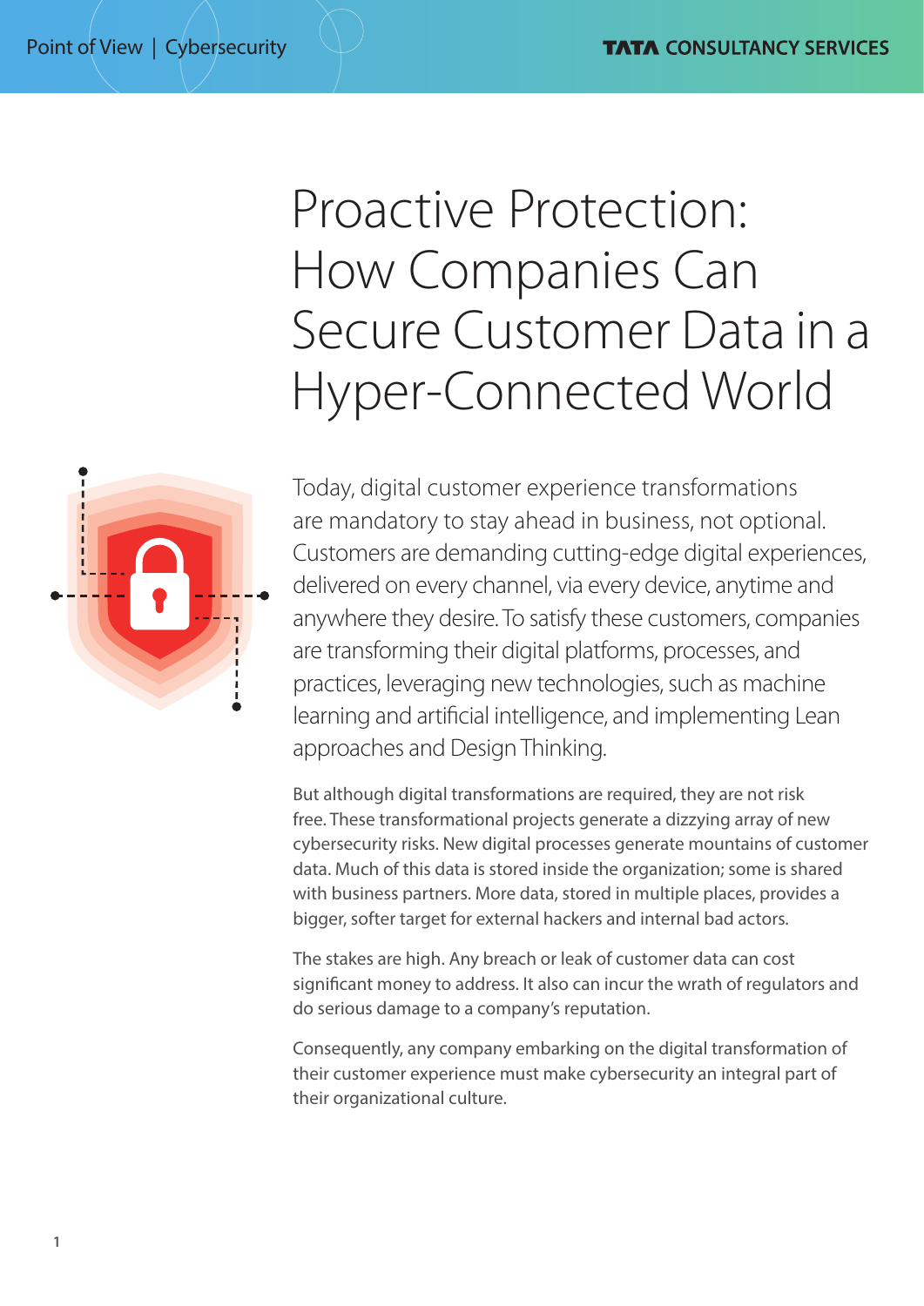# Proactive Protection: How Companies Can Secure Customer Data in a Hyper-Connected World

Today, digital customer experience transformations are mandatory to stay ahead in business, not optional. Customers are demanding cutting-edge digital experiences, delivered on every channel, via every device, anytime and anywhere they desire. To satisfy these customers, companies are transforming their digital platforms, processes, and practices, leveraging new technologies, such as machine learning and artificial intelligence, and implementing Lean approaches and Design Thinking.

But although digital transformations are required, they are not risk free. These transformational projects generate a dizzying array of new cybersecurity risks. New digital processes generate mountains of customer data. Much of this data is stored inside the organization; some is shared with business partners. More data, stored in multiple places, provides a bigger, softer target for external hackers and internal bad actors.

The stakes are high. Any breach or leak of customer data can cost significant money to address. It also can incur the wrath of regulators and do serious damage to a company's reputation.

Consequently, any company embarking on the digital transformation of their customer experience must make cybersecurity an integral part of their organizational culture.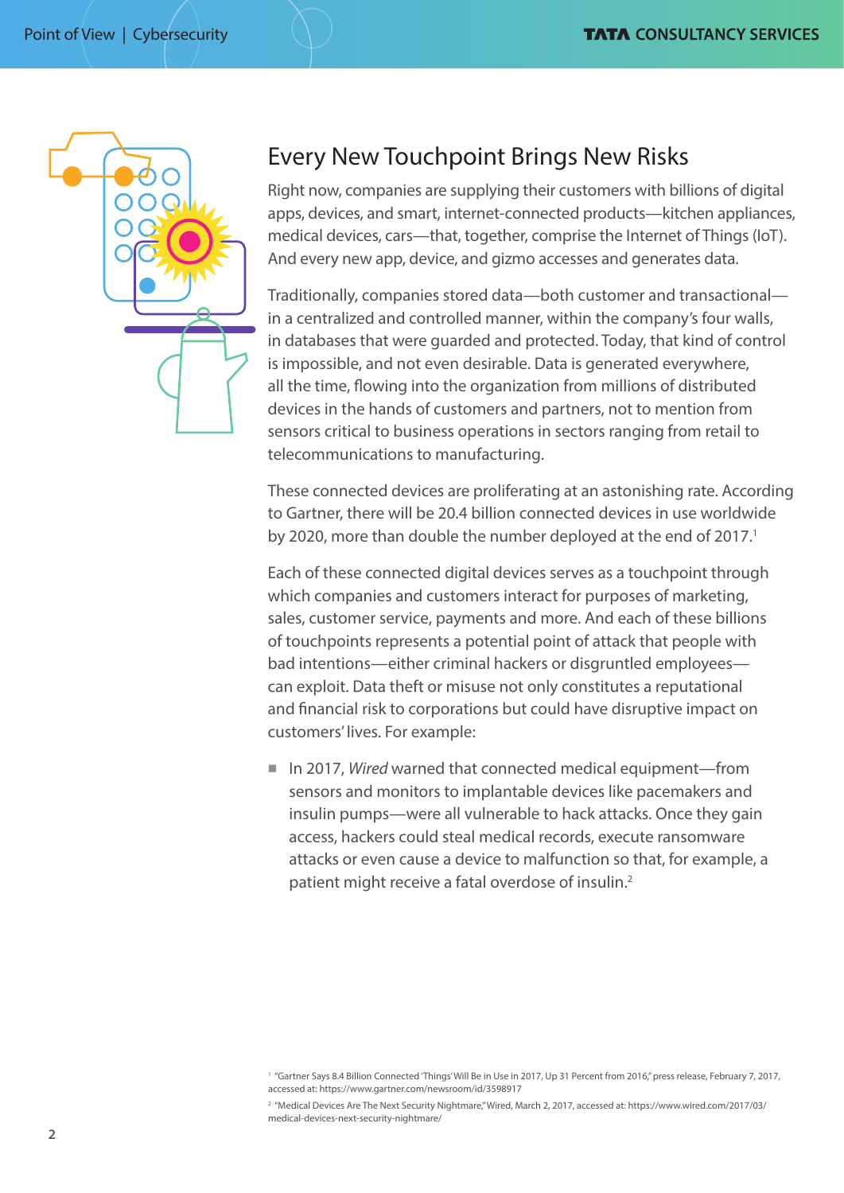## Every New Touchpoint Brings New Risks

Right now, companies are supplying their customers with billions of digital apps, devices, and smart, internet-connected products—kitchen appliances, medical devices, cars—that, together, comprise the Internet of Things (IoT). And every new app, device, and gizmo accesses and generates data.

Traditionally, companies stored data—both customer and transactional—in a centralized and controlled manner, within the company's four walls, in databases that were guarded and protected. Today, that kind of control is impossible, and not even desirable. Data is generated everywhere, all the time, flowing into the organization from millions of distributed devices in the hands of customers and partners, not to mention from sensors critical to business operations in sectors ranging from retail to telecommunications to manufacturing.

These connected devices are proliferating at an astonishing rate. According to Gartner, there will be 20.4 billion connected devices in use worldwide by 2020, more than double the number deployed at the end of 2017.[1]

Each of these connected digital devices serves as a touchpoint through which companies and customers interact for purposes of marketing, sales, customer service, payments and more. And each of these billions of touchpoints represents a potential point of attack that people with bad intentions—either criminal hackers or disgruntled employees—can exploit. Data theft or misuse not only constitutes a reputational and financial risk to corporations but could have disruptive impact on customers' lives. For example:

- In 2017, *Wired* warned that connected medical equipment—from sensors and monitors to implantable devices like pacemakers and insulin pumps—were all vulnerable to hack attacks. Once they gain access, hackers could steal medical records, execute ransomware attacks or even cause a device to malfunction so that, for example, a patient might receive a fatal overdose of insulin.[2]

[1] "Gartner Says 8.4 Billion Connected 'Things' Will Be in Use in 2017, Up 31 Percent from 2016," press release, February 7, 2017, accessed at: https://www.gartner.com/newsroom/id/3598917

[2] "Medical Devices Are The Next Security Nightmare," Wired, March 2, 2017, accessed at: https://www.wired.com/2017/03/medical-devices-next-security-nightmare/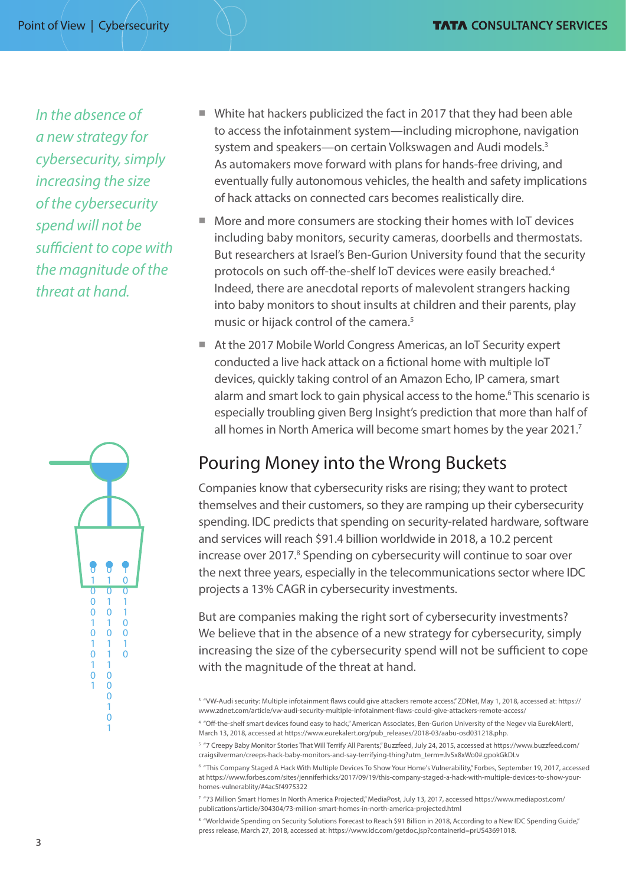*In the absence of a new strategy for cybersecurity, simply increasing the size of the cybersecurity spend will not be sufficient to cope with the magnitude of the threat at hand.*

- White hat hackers publicized the fact in 2017 that they had been able to access the infotainment system—including microphone, navigation system and speakers—on certain Volkswagen and Audi models.[3] As automakers move forward with plans for hands-free driving, and eventually fully autonomous vehicles, the health and safety implications of hack attacks on connected cars becomes realistically dire.
- More and more consumers are stocking their homes with IoT devices including baby monitors, security cameras, doorbells and thermostats. But researchers at Israel's Ben-Gurion University found that the security protocols on such off-the-shelf IoT devices were easily breached.[4] Indeed, there are anecdotal reports of malevolent strangers hacking into baby monitors to shout insults at children and their parents, play music or hijack control of the camera.[5]
- At the 2017 Mobile World Congress Americas, an IoT Security expert conducted a live hack attack on a fictional home with multiple IoT devices, quickly taking control of an Amazon Echo, IP camera, smart alarm and smart lock to gain physical access to the home.[6] This scenario is especially troubling given Berg Insight's prediction that more than half of all homes in North America will become smart homes by the year 2021.[7]

## Pouring Money into the Wrong Buckets

Companies know that cybersecurity risks are rising; they want to protect themselves and their customers, so they are ramping up their cybersecurity spending. IDC predicts that spending on security-related hardware, software and services will reach $91.4 billion worldwide in 2018, a 10.2 percent increase over 2017.[8] Spending on cybersecurity will continue to soar over the next three years, especially in the telecommunications sector where IDC projects a 13% CAGR in cybersecurity investments.

But are companies making the right sort of cybersecurity investments? We believe that in the absence of a new strategy for cybersecurity, simply increasing the size of the cybersecurity spend will not be sufficient to cope with the magnitude of the threat at hand.

[3] "VW-Audi security: Multiple infotainment flaws could give attackers remote access," ZDNet, May 1, 2018, accessed at: https://www.zdnet.com/article/vw-audi-security-multiple-infotainment-flaws-could-give-attackers-remote-access/

[4] "Off-the-shelf smart devices found easy to hack," American Associates, Ben-Gurion University of the Negev via EurekAlert!, March 13, 2018, accessed at https://www.eurekalert.org/pub_releases/2018-03/aabu-osd031218.php.

[5] "7 Creepy Baby Monitor Stories That Will Terrify All Parents," Buzzfeed, July 24, 2015, accessed at https://www.buzzfeed.com/craigsilverman/creeps-hack-baby-monitors-and-say-terrifying-thing?utm_term=.lv5x8xWo0#.gpokGkDLv

[6] "This Company Staged A Hack With Multiple Devices To Show Your Home's Vulnerability," Forbes, September 19, 2017, accessed at https://www.forbes.com/sites/jenniferhicks/2017/09/19/this-company-staged-a-hack-with-multiple-devices-to-show-your-homes-vulnerablity/#4ac5f4975322

[7] "73 Million Smart Homes In North America Projected," MediaPost, July 13, 2017, accessed https://www.mediapost.com/publications/article/304304/73-million-smart-homes-in-north-america-projected.html

[8] "Worldwide Spending on Security Solutions Forecast to Reach $91 Billion in 2018, According to a New IDC Spending Guide," press release, March 27, 2018, accessed at: https://www.idc.com/getdoc.jsp?containerId=prUS43691018.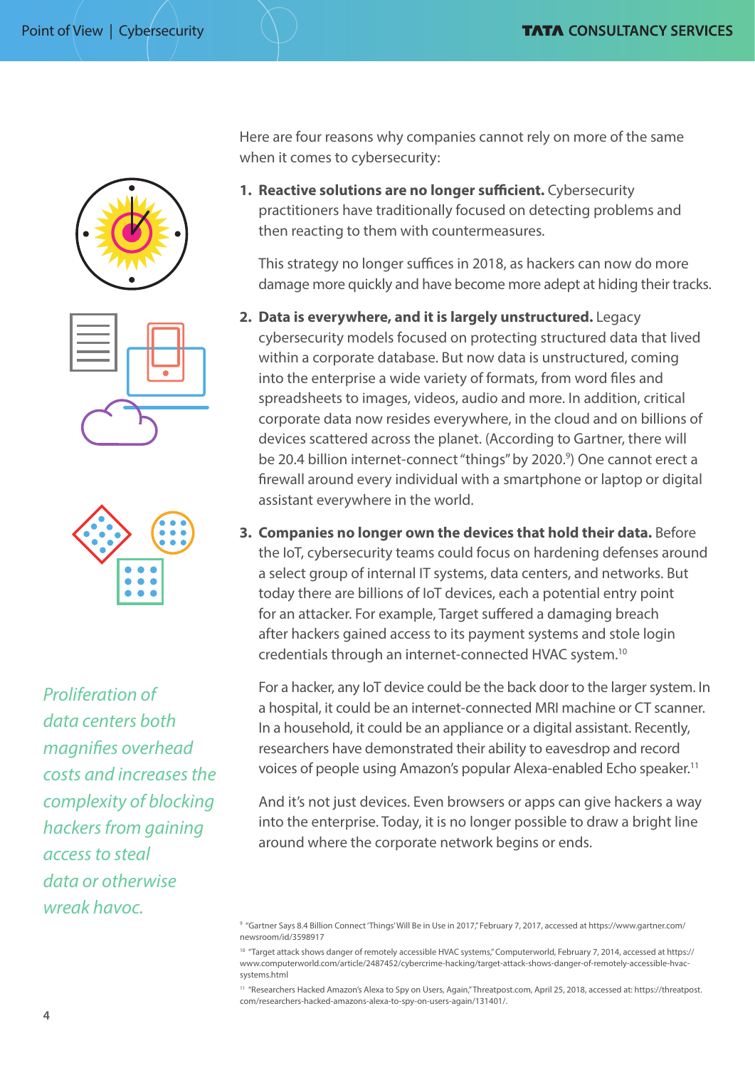Here are four reasons why companies cannot rely on more of the same when it comes to cybersecurity:

1. **Reactive solutions are no longer sufficient.** Cybersecurity practitioners have traditionally focused on detecting problems and then reacting to them with countermeasures.

   This strategy no longer suffices in 2018, as hackers can now do more damage more quickly and have become more adept at hiding their tracks.

2. **Data is everywhere, and it is largely unstructured.** Legacy cybersecurity models focused on protecting structured data that lived within a corporate database. But now data is unstructured, coming into the enterprise a wide variety of formats, from word files and spreadsheets to images, videos, audio and more. In addition, critical corporate data now resides everywhere, in the cloud and on billions of devices scattered across the planet. (According to Gartner, there will be 20.4 billion internet-connect "things" by 2020.[9]) One cannot erect a firewall around every individual with a smartphone or laptop or digital assistant everywhere in the world.

3. **Companies no longer own the devices that hold their data.** Before the IoT, cybersecurity teams could focus on hardening defenses around a select group of internal IT systems, data centers, and networks. But today there are billions of IoT devices, each a potential entry point for an attacker. For example, Target suffered a damaging breach after hackers gained access to its payment systems and stole login credentials through an internet-connected HVAC system.[10]

   For a hacker, any IoT device could be the back door to the larger system. In a hospital, it could be an internet-connected MRI machine or CT scanner. In a household, it could be an appliance or a digital assistant. Recently, researchers have demonstrated their ability to eavesdrop and record voices of people using Amazon's popular Alexa-enabled Echo speaker.[11]

   And it's not just devices. Even browsers or apps can give hackers a way into the enterprise. Today, it is no longer possible to draw a bright line around where the corporate network begins or ends.

*Proliferation of data centers both magnifies overhead costs and increases the complexity of blocking hackers from gaining access to steal data or otherwise wreak havoc.*

---

[9] "Gartner Says 8.4 Billion Connect 'Things' Will Be in Use in 2017," February 7, 2017, accessed at https://www.gartner.com/newsroom/id/3598917

[10] "Target attack shows danger of remotely accessible HVAC systems," Computerworld, February 7, 2014, accessed at https://www.computerworld.com/article/2487452/cybercrime-hacking/target-attack-shows-danger-of-remotely-accessible-hvac-systems.html

[11] "Researchers Hacked Amazon's Alexa to Spy on Users, Again," Threatpost.com, April 25, 2018, accessed at: https://threatpost.com/researchers-hacked-amazons-alexa-to-spy-on-users-again/131401/.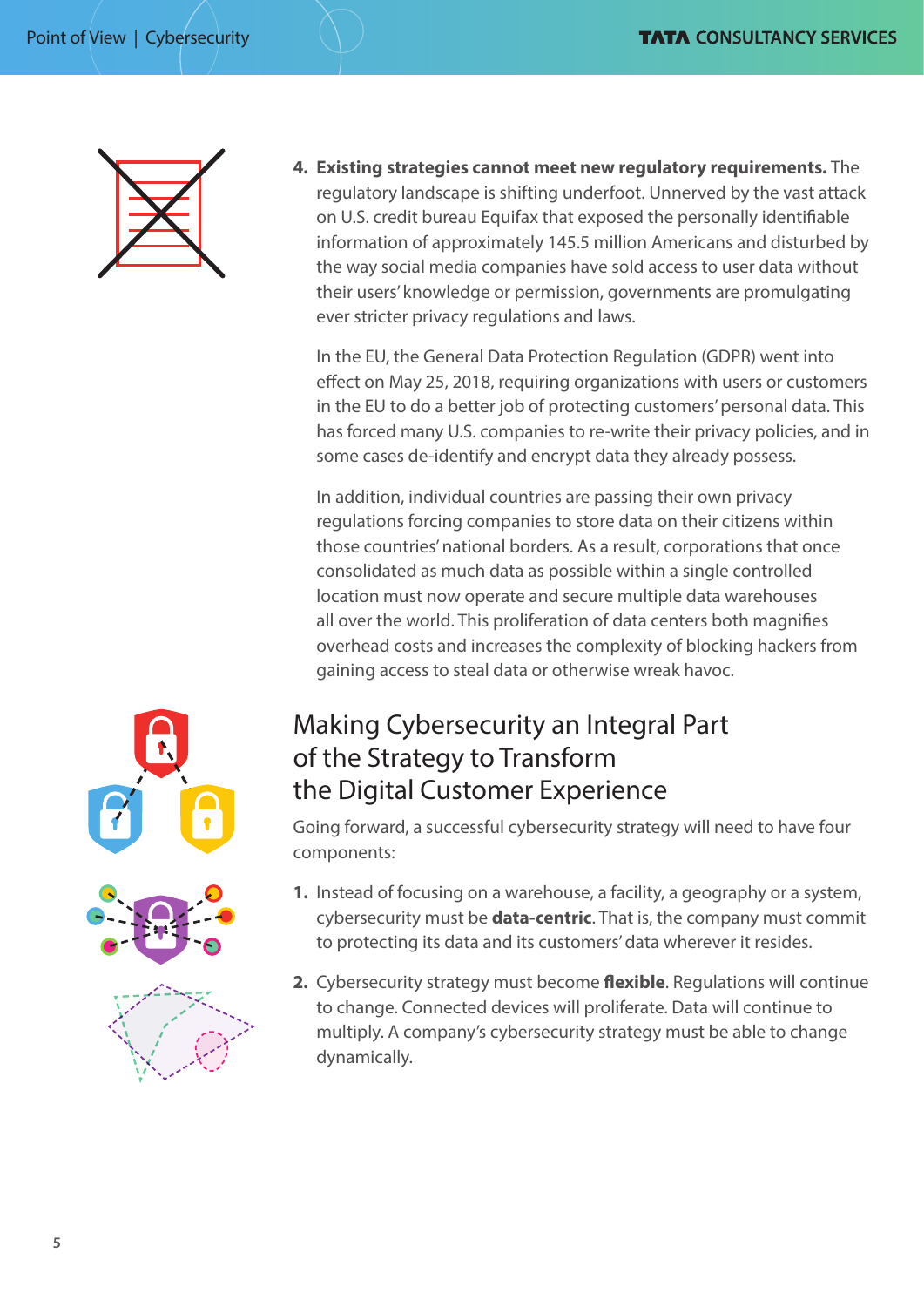4. **Existing strategies cannot meet new regulatory requirements.** The regulatory landscape is shifting underfoot. Unnerved by the vast attack on U.S. credit bureau Equifax that exposed the personally identifiable information of approximately 145.5 million Americans and disturbed by the way social media companies have sold access to user data without their users' knowledge or permission, governments are promulgating ever stricter privacy regulations and laws.

   In the EU, the General Data Protection Regulation (GDPR) went into effect on May 25, 2018, requiring organizations with users or customers in the EU to do a better job of protecting customers' personal data. This has forced many U.S. companies to re-write their privacy policies, and in some cases de-identify and encrypt data they already possess.

   In addition, individual countries are passing their own privacy regulations forcing companies to store data on their citizens within those countries' national borders. As a result, corporations that once consolidated as much data as possible within a single controlled location must now operate and secure multiple data warehouses all over the world. This proliferation of data centers both magnifies overhead costs and increases the complexity of blocking hackers from gaining access to steal data or otherwise wreak havoc.

## Making Cybersecurity an Integral Part of the Strategy to Transform the Digital Customer Experience

Going forward, a successful cybersecurity strategy will need to have four components:

1. Instead of focusing on a warehouse, a facility, a geography or a system, cybersecurity must be **data-centric**. That is, the company must commit to protecting its data and its customers' data wherever it resides.

2. Cybersecurity strategy must become **flexible**. Regulations will continue to change. Connected devices will proliferate. Data will continue to multiply. A company's cybersecurity strategy must be able to change dynamically.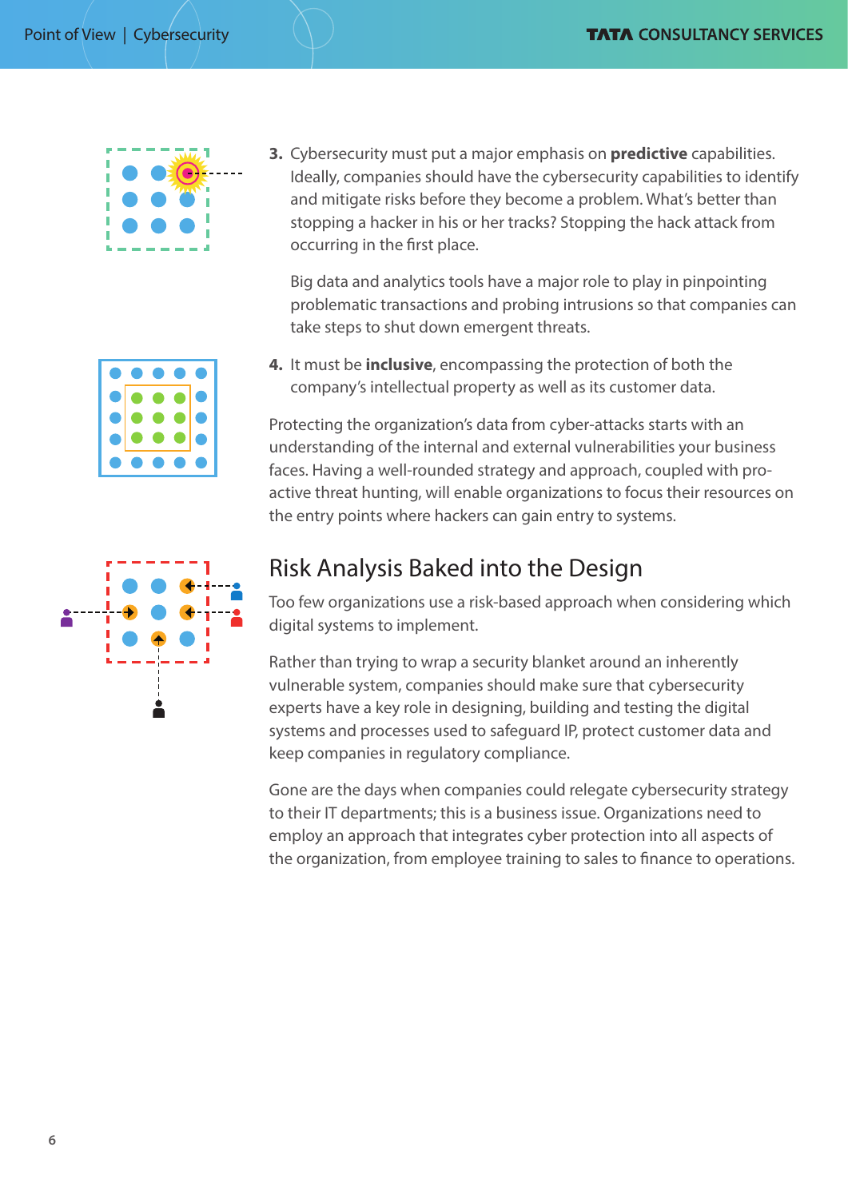3. Cybersecurity must put a major emphasis on **predictive** capabilities. Ideally, companies should have the cybersecurity capabilities to identify and mitigate risks before they become a problem. What's better than stopping a hacker in his or her tracks? Stopping the hack attack from occurring in the first place.

   Big data and analytics tools have a major role to play in pinpointing problematic transactions and probing intrusions so that companies can take steps to shut down emergent threats.

4. It must be **inclusive**, encompassing the protection of both the company's intellectual property as well as its customer data.

Protecting the organization's data from cyber-attacks starts with an understanding of the internal and external vulnerabilities your business faces. Having a well-rounded strategy and approach, coupled with pro-active threat hunting, will enable organizations to focus their resources on the entry points where hackers can gain entry to systems.

## Risk Analysis Baked into the Design

Too few organizations use a risk-based approach when considering which digital systems to implement.

Rather than trying to wrap a security blanket around an inherently vulnerable system, companies should make sure that cybersecurity experts have a key role in designing, building and testing the digital systems and processes used to safeguard IP, protect customer data and keep companies in regulatory compliance.

Gone are the days when companies could relegate cybersecurity strategy to their IT departments; this is a business issue. Organizations need to employ an approach that integrates cyber protection into all aspects of the organization, from employee training to sales to finance to operations.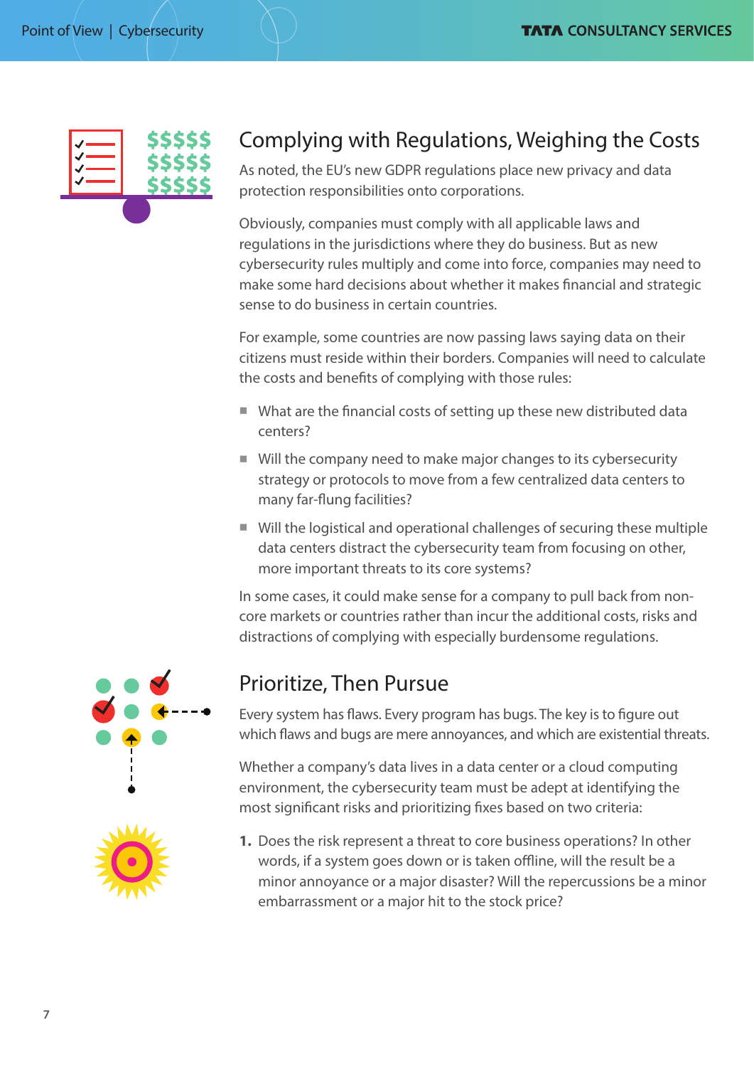## Complying with Regulations, Weighing the Costs

As noted, the EU's new GDPR regulations place new privacy and data protection responsibilities onto corporations.

Obviously, companies must comply with all applicable laws and regulations in the jurisdictions where they do business. But as new cybersecurity rules multiply and come into force, companies may need to make some hard decisions about whether it makes financial and strategic sense to do business in certain countries.

For example, some countries are now passing laws saying data on their citizens must reside within their borders. Companies will need to calculate the costs and benefits of complying with those rules:

- What are the financial costs of setting up these new distributed data centers?
- Will the company need to make major changes to its cybersecurity strategy or protocols to move from a few centralized data centers to many far-flung facilities?
- Will the logistical and operational challenges of securing these multiple data centers distract the cybersecurity team from focusing on other, more important threats to its core systems?

In some cases, it could make sense for a company to pull back from non-core markets or countries rather than incur the additional costs, risks and distractions of complying with especially burdensome regulations.

## Prioritize, Then Pursue

Every system has flaws. Every program has bugs. The key is to figure out which flaws and bugs are mere annoyances, and which are existential threats.

Whether a company's data lives in a data center or a cloud computing environment, the cybersecurity team must be adept at identifying the most significant risks and prioritizing fixes based on two criteria:

1. Does the risk represent a threat to core business operations? In other words, if a system goes down or is taken offline, will the result be a minor annoyance or a major disaster? Will the repercussions be a minor embarrassment or a major hit to the stock price?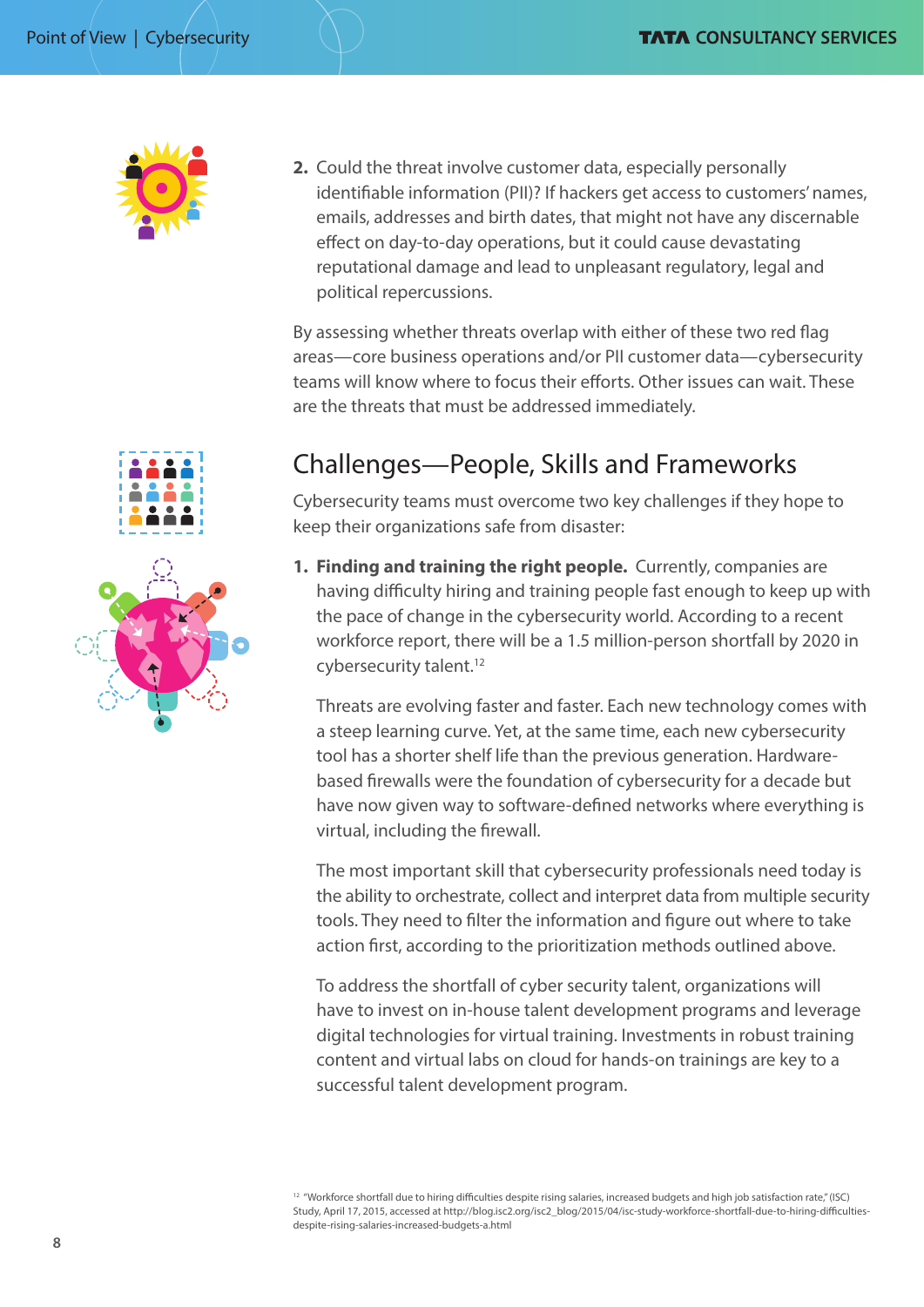2. Could the threat involve customer data, especially personally identifiable information (PII)? If hackers get access to customers' names, emails, addresses and birth dates, that might not have any discernable effect on day-to-day operations, but it could cause devastating reputational damage and lead to unpleasant regulatory, legal and political repercussions.

By assessing whether threats overlap with either of these two red flag areas—core business operations and/or PII customer data—cybersecurity teams will know where to focus their efforts. Other issues can wait. These are the threats that must be addressed immediately.

## Challenges—People, Skills and Frameworks

Cybersecurity teams must overcome two key challenges if they hope to keep their organizations safe from disaster:

1. **Finding and training the right people.** Currently, companies are having difficulty hiring and training people fast enough to keep up with the pace of change in the cybersecurity world. According to a recent workforce report, there will be a 1.5 million-person shortfall by 2020 in cybersecurity talent.[12]

   Threats are evolving faster and faster. Each new technology comes with a steep learning curve. Yet, at the same time, each new cybersecurity tool has a shorter shelf life than the previous generation. Hardware-based firewalls were the foundation of cybersecurity for a decade but have now given way to software-defined networks where everything is virtual, including the firewall.

   The most important skill that cybersecurity professionals need today is the ability to orchestrate, collect and interpret data from multiple security tools. They need to filter the information and figure out where to take action first, according to the prioritization methods outlined above.

   To address the shortfall of cyber security talent, organizations will have to invest on in-house talent development programs and leverage digital technologies for virtual training. Investments in robust training content and virtual labs on cloud for hands-on trainings are key to a successful talent development program.

[12] "Workforce shortfall due to hiring difficulties despite rising salaries, increased budgets and high job satisfaction rate," (ISC) Study, April 17, 2015, accessed at http://blog.isc2.org/isc2_blog/2015/04/isc-study-workforce-shortfall-due-to-hiring-difficulties-despite-rising-salaries-increased-budgets-a.html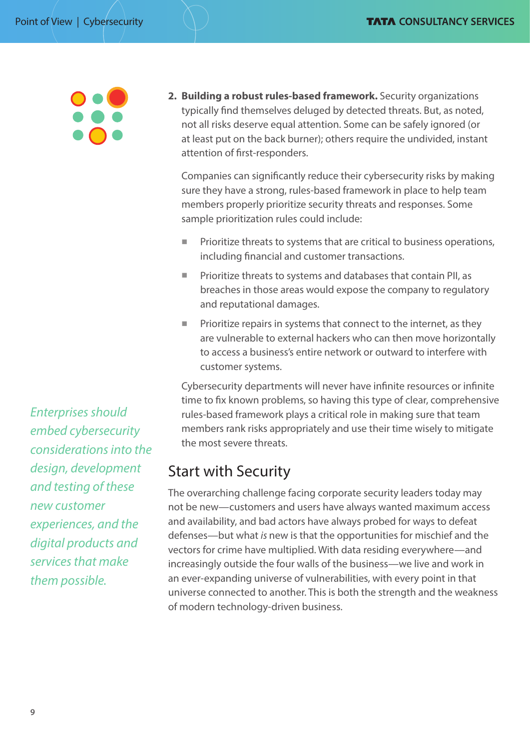2. **Building a robust rules-based framework.** Security organizations typically find themselves deluged by detected threats. But, as noted, not all risks deserve equal attention. Some can be safely ignored (or at least put on the back burner); others require the undivided, instant attention of first-responders.

   Companies can significantly reduce their cybersecurity risks by making sure they have a strong, rules-based framework in place to help team members properly prioritize security threats and responses. Some sample prioritization rules could include:

   - Prioritize threats to systems that are critical to business operations, including financial and customer transactions.
   - Prioritize threats to systems and databases that contain PII, as breaches in those areas would expose the company to regulatory and reputational damages.
   - Prioritize repairs in systems that connect to the internet, as they are vulnerable to external hackers who can then move horizontally to access a business's entire network or outward to interfere with customer systems.

   Cybersecurity departments will never have infinite resources or infinite time to fix known problems, so having this type of clear, comprehensive rules-based framework plays a critical role in making sure that team members rank risks appropriately and use their time wisely to mitigate the most severe threats.

*Enterprises should embed cybersecurity considerations into the design, development and testing of these new customer experiences, and the digital products and services that make them possible.*

## Start with Security

The overarching challenge facing corporate security leaders today may not be new—customers and users have always wanted maximum access and availability, and bad actors have always probed for ways to defeat defenses—but what *is* new is that the opportunities for mischief and the vectors for crime have multiplied. With data residing everywhere—and increasingly outside the four walls of the business—we live and work in an ever-expanding universe of vulnerabilities, with every point in that universe connected to another. This is both the strength and the weakness of modern technology-driven business.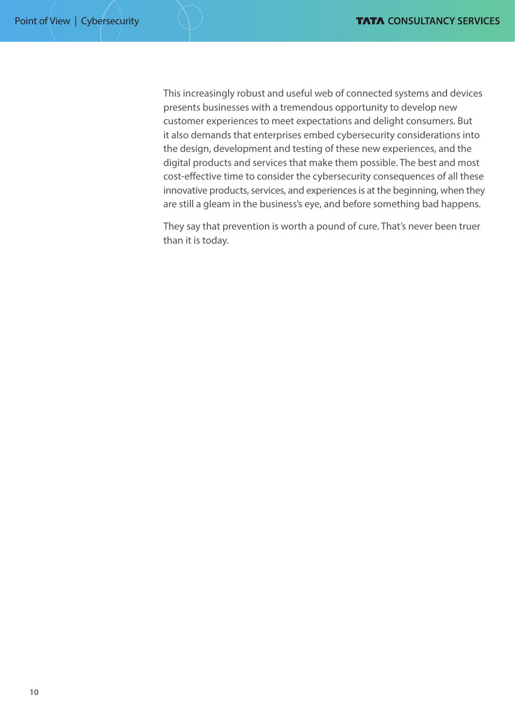This increasingly robust and useful web of connected systems and devices presents businesses with a tremendous opportunity to develop new customer experiences to meet expectations and delight consumers. But it also demands that enterprises embed cybersecurity considerations into the design, development and testing of these new experiences, and the digital products and services that make them possible. The best and most cost-effective time to consider the cybersecurity consequences of all these innovative products, services, and experiences is at the beginning, when they are still a gleam in the business's eye, and before something bad happens.

They say that prevention is worth a pound of cure. That's never been truer than it is today.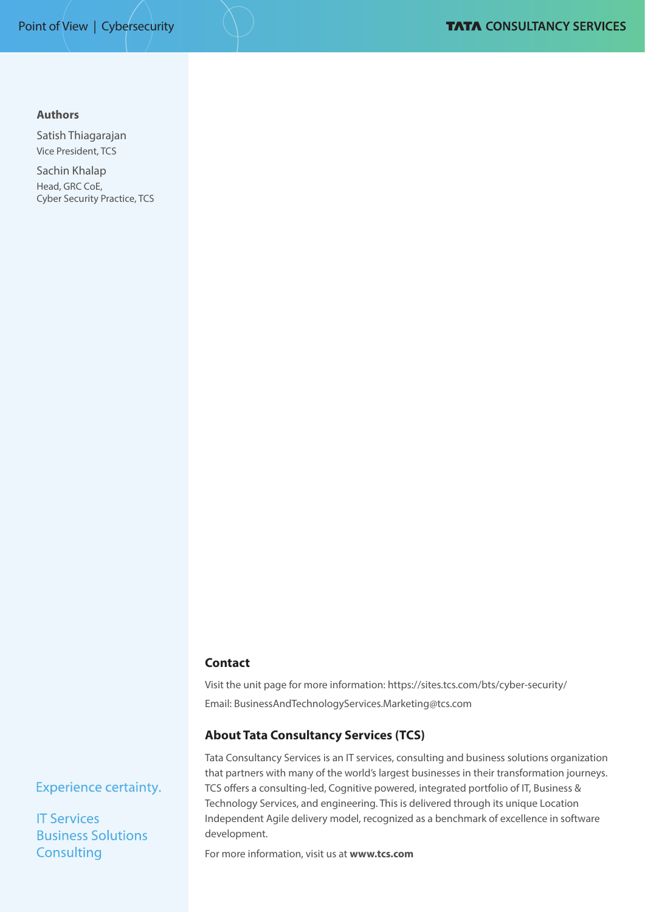**Authors**

Satish Thiagarajan
Vice President, TCS

Sachin Khalap
Head, GRC CoE,
Cyber Security Practice, TCS

## Contact

Visit the unit page for more information: https://sites.tcs.com/bts/cyber-security/

Email: BusinessAndTechnologyServices.Marketing@tcs.com

## About Tata Consultancy Services (TCS)

Tata Consultancy Services is an IT services, consulting and business solutions organization that partners with many of the world's largest businesses in their transformation journeys. TCS offers a consulting-led, Cognitive powered, integrated portfolio of IT, Business & Technology Services, and engineering. This is delivered through its unique Location Independent Agile delivery model, recognized as a benchmark of excellence in software development.

For more information, visit us at **www.tcs.com**

Experience certainty.

IT Services
Business Solutions
Consulting